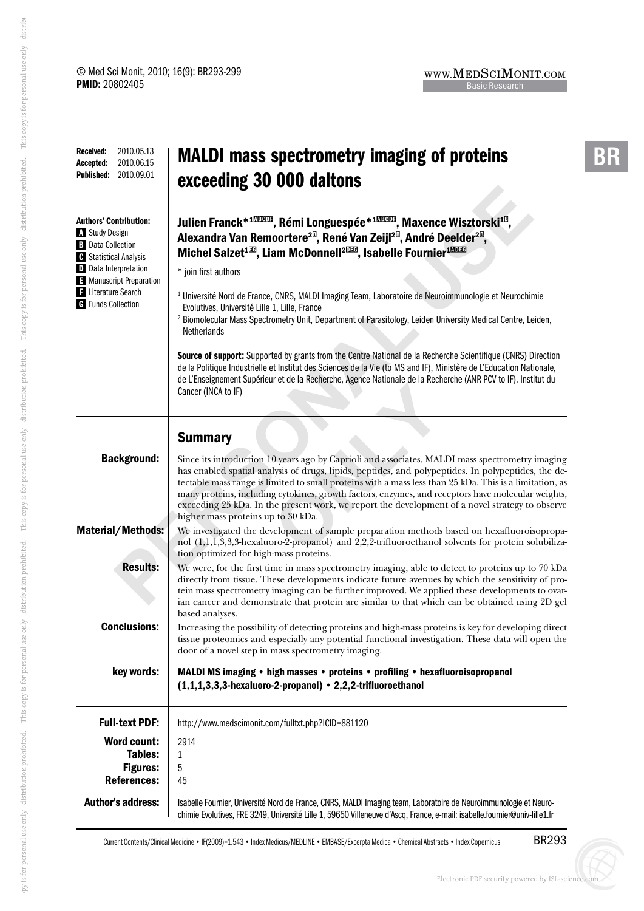© Med Sci Monit, 2010; 16(9): BR293-299
**PMID:** 20802405

**Received:** 2010.05.13
**Accepted:** 2010.06.15
**Published:** 2010.09.01

# MALDI mass spectrometry imaging of proteins exceeding 30 000 daltons

**Authors' Contribution:**
- **A** Study Design
- **B** Data Collection
- **C** Statistical Analysis
- **D** Data Interpretation
- **E** Manuscript Preparation
- **F** Literature Search
- **G** Funds Collection

**Julien Franck*[1ABCDF], Rémi Longuespée*[1ABCDF], Maxence Wisztorski[1B], Alexandra Van Remoortere[2B], René Van Zeijl[2B], André Deelder[2B], Michel Salzet[1EG], Liam McDonnell[2DEG], Isabelle Fournier[1ADEG]**

\* join first authors

[1] Université Nord de France, CNRS, MALDI Imaging Team, Laboratoire de Neuroimmunologie et Neurochimie Evolutives, Université Lille 1, Lille, France
[2] Biomolecular Mass Spectrometry Unit, Department of Parasitology, Leiden University Medical Centre, Leiden, Netherlands

**Source of support:** Supported by grants from the Centre National de la Recherche Scientifique (CNRS) Direction de la Politique Industrielle et Institut des Sciences de la Vie (to MS and IF), Ministère de L'Education Nationale, de L'Enseignement Supérieur et de la Recherche, Agence Nationale de la Recherche (ANR PCV to IF), Institut du Cancer (INCA to IF)

## Summary

**Background:** Since its introduction 10 years ago by Caprioli and associates, MALDI mass spectrometry imaging has enabled spatial analysis of drugs, lipids, peptides, and polypeptides. In polypeptides, the detectable mass range is limited to small proteins with a mass less than 25 kDa. This is a limitation, as many proteins, including cytokines, growth factors, enzymes, and receptors have molecular weights, exceeding 25 kDa. In the present work, we report the development of a novel strategy to observe higher mass proteins up to 30 kDa.

**Material/Methods:** We investigated the development of sample preparation methods based on hexafluoroisopropanol (1,1,1,3,3,3-hexaluoro-2-propanol) and 2,2,2-trifluoroethanol solvents for protein solubilization optimized for high-mass proteins.

**Results:** We were, for the first time in mass spectrometry imaging, able to detect to proteins up to 70 kDa directly from tissue. These developments indicate future avenues by which the sensitivity of protein mass spectrometry imaging can be further improved. We applied these developments to ovarian cancer and demonstrate that protein are similar to that which can be obtained using 2D gel based analyses.

**Conclusions:** Increasing the possibility of detecting proteins and high-mass proteins is key for developing direct tissue proteomics and especially any potential functional investigation. These data will open the door of a novel step in mass spectrometry imaging.

**key words:** **MALDI MS imaging • high masses • proteins • profiling • hexafluoroisopropanol (1,1,1,3,3,3-hexaluoro-2-propanol) • 2,2,2-trifluoroethanol**

**Full-text PDF:** http://www.medscimonit.com/fulltxt.php?ICID=881120

**Word count:** 2914
**Tables:** 1
**Figures:** 5
**References:** 45

**Author's address:** Isabelle Fournier, Université Nord de France, CNRS, MALDI Imaging team, Laboratoire de Neuroimmunologie et Neurochimie Evolutives, FRE 3249, Université Lille 1, 59650 Villeneuve d'Ascq, France, e-mail: isabelle.fournier@univ-lille1.fr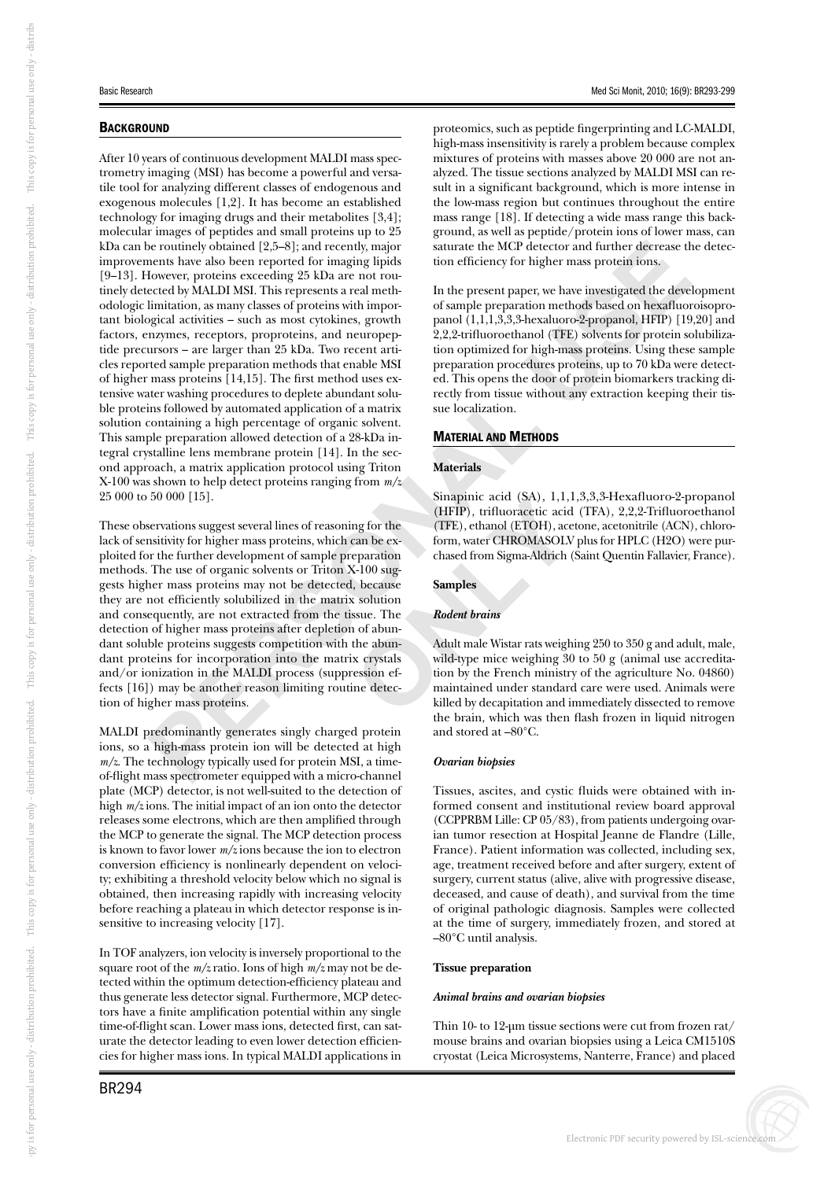## Background

After 10 years of continuous development MALDI mass spectrometry imaging (MSI) has become a powerful and versatile tool for analyzing different classes of endogenous and exogenous molecules [1,2]. It has become an established technology for imaging drugs and their metabolites [3,4]; molecular images of peptides and small proteins up to 25 kDa can be routinely obtained [2,5–8]; and recently, major improvements have also been reported for imaging lipids [9–13]. However, proteins exceeding 25 kDa are not routinely detected by MALDI MSI. This represents a real methodologic limitation, as many classes of proteins with important biological activities – such as most cytokines, growth factors, enzymes, receptors, proproteins, and neuropeptide precursors – are larger than 25 kDa. Two recent articles reported sample preparation methods that enable MSI of higher mass proteins [14,15]. The first method uses extensive water washing procedures to deplete abundant soluble proteins followed by automated application of a matrix solution containing a high percentage of organic solvent. This sample preparation allowed detection of a 28-kDa integral crystalline lens membrane protein [14]. In the second approach, a matrix application protocol using Triton X-100 was shown to help detect proteins ranging from *m/z* 25 000 to 50 000 [15].

These observations suggest several lines of reasoning for the lack of sensitivity for higher mass proteins, which can be exploited for the further development of sample preparation methods. The use of organic solvents or Triton X-100 suggests higher mass proteins may not be detected, because they are not efficiently solubilized in the matrix solution and consequently, are not extracted from the tissue. The detection of higher mass proteins after depletion of abundant soluble proteins suggests competition with the abundant proteins for incorporation into the matrix crystals and/or ionization in the MALDI process (suppression effects [16]) may be another reason limiting routine detection of higher mass proteins.

MALDI predominantly generates singly charged protein ions, so a high-mass protein ion will be detected at high *m/z*. The technology typically used for protein MSI, a time-of-flight mass spectrometer equipped with a micro-channel plate (MCP) detector, is not well-suited to the detection of high *m/z* ions. The initial impact of an ion onto the detector releases some electrons, which are then amplified through the MCP to generate the signal. The MCP detection process is known to favor lower *m/z* ions because the ion to electron conversion efficiency is nonlinearly dependent on velocity; exhibiting a threshold velocity below which no signal is obtained, then increasing rapidly with increasing velocity before reaching a plateau in which detector response is insensitive to increasing velocity [17].

In TOF analyzers, ion velocity is inversely proportional to the square root of the *m/z* ratio. Ions of high *m/z* may not be detected within the optimum detection-efficiency plateau and thus generate less detector signal. Furthermore, MCP detectors have a finite amplification potential within any single time-of-flight scan. Lower mass ions, detected first, can saturate the detector leading to even lower detection efficiencies for higher mass ions. In typical MALDI applications in proteomics, such as peptide fingerprinting and LC-MALDI, high-mass insensitivity is rarely a problem because complex mixtures of proteins with masses above 20 000 are not analyzed. The tissue sections analyzed by MALDI MSI can result in a significant background, which is more intense in the low-mass region but continues throughout the entire mass range [18]. If detecting a wide mass range this background, as well as peptide/protein ions of lower mass, can saturate the MCP detector and further decrease the detection efficiency for higher mass protein ions.

In the present paper, we have investigated the development of sample preparation methods based on hexafluoroisopropanol (1,1,1,3,3,3-hexaluoro-2-propanol, HFIP) [19,20] and 2,2,2-trifluoroethanol (TFE) solvents for protein solubilization optimized for high-mass proteins. Using these sample preparation procedures proteins, up to 70 kDa were detected. This opens the door of protein biomarkers tracking directly from tissue without any extraction keeping their tissue localization.

## Material and Methods

### Materials

Sinapinic acid (SA), 1,1,1,3,3,3-Hexafluoro-2-propanol (HFIP), trifluoracetic acid (TFA), 2,2,2-Trifluoroethanol (TFE), ethanol (ETOH), acetone, acetonitrile (ACN), chloroform, water CHROMASOLV plus for HPLC (H2O) were purchased from Sigma-Aldrich (Saint Quentin Fallavier, France).

### Samples

#### *Rodent brains*

Adult male Wistar rats weighing 250 to 350 g and adult, male, wild-type mice weighing 30 to 50 g (animal use accreditation by the French ministry of the agriculture No. 04860) maintained under standard care were used. Animals were killed by decapitation and immediately dissected to remove the brain, which was then flash frozen in liquid nitrogen and stored at –80°C.

#### *Ovarian biopsies*

Tissues, ascites, and cystic fluids were obtained with informed consent and institutional review board approval (CCPPRBM Lille: CP 05/83), from patients undergoing ovarian tumor resection at Hospital Jeanne de Flandre (Lille, France). Patient information was collected, including sex, age, treatment received before and after surgery, extent of surgery, current status (alive, alive with progressive disease, deceased, and cause of death), and survival from the time of original pathologic diagnosis. Samples were collected at the time of surgery, immediately frozen, and stored at –80°C until analysis.

### Tissue preparation

#### *Animal brains and ovarian biopsies*

Thin 10- to 12-µm tissue sections were cut from frozen rat/mouse brains and ovarian biopsies using a Leica CM1510S cryostat (Leica Microsystems, Nanterre, France) and placed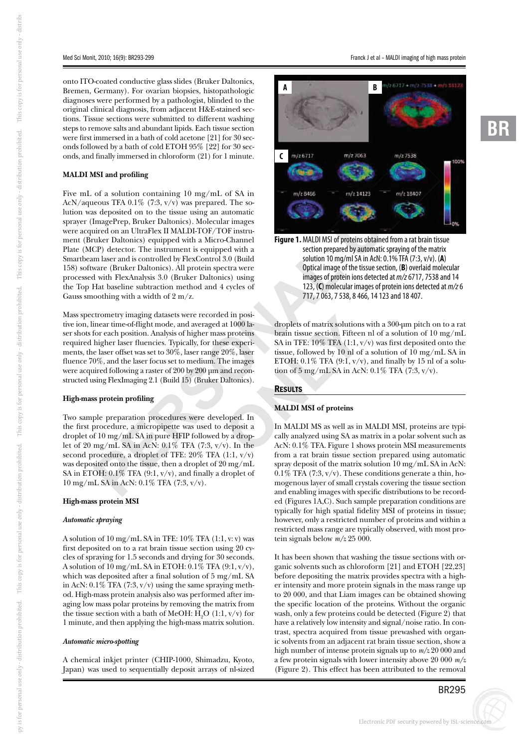onto ITO-coated conductive glass slides (Bruker Daltonics, Bremen, Germany). For ovarian biopsies, histopathologic diagnoses were performed by a pathologist, blinded to the original clinical diagnosis, from adjacent H&E-stained sections. Tissue sections were submitted to different washing steps to remove salts and abundant lipids. Each tissue section were first immersed in a bath of cold acetone [21] for 30 seconds followed by a bath of cold ETOH 95% [22] for 30 seconds, and finally immersed in chloroform (21) for 1 minute.

### MALDI MSI and profiling

Five mL of a solution containing 10 mg/mL of SA in AcN/aqueous TFA 0.1% (7:3, v/v) was prepared. The solution was deposited on to the tissue using an automatic sprayer (ImagePrep, Bruker Daltonics). Molecular images were acquired on an UltraFlex II MALDI-TOF/TOF instrument (Bruker Daltonics) equipped with a Micro-Channel Plate (MCP) detector. The instrument is equipped with a Smartbeam laser and is controlled by FlexControl 3.0 (Build 158) software (Bruker Daltonics). All protein spectra were processed with FlexAnalysis 3.0 (Bruker Daltonics) using the Top Hat baseline subtraction method and 4 cycles of Gauss smoothing with a width of 2 m/z.

Mass spectrometry imaging datasets were recorded in positive ion, linear time-of-flight mode, and averaged at 1000 laser shots for each position. Analysis of higher mass proteins required higher laser fluencies. Typically, for these experiments, the laser offset was set to 30%, laser range 20%, laser fluence 70%, and the laser focus set to medium. The images were acquired following a raster of 200 by 200 µm and reconstructed using FlexImaging 2.1 (Build 15) (Bruker Daltonics).

### High-mass protein profiling

Two sample preparation procedures were developed. In the first procedure, a micropipette was used to deposit a droplet of 10 mg/mL SA in pure HFIP followed by a droplet of 20 mg/mL SA in AcN: 0.1% TFA (7:3, v/v). In the second procedure, a droplet of TFE: 20% TFA (1:1, v/v) was deposited onto the tissue, then a droplet of 20 mg/mL SA in ETOH: 0.1% TFA (9:1, v/v), and finally a droplet of 10 mg/mL SA in AcN: 0.1% TFA (7:3, v/v).

### High-mass protein MSI

#### *Automatic spraying*

A solution of 10 mg/mL SA in TFE: 10% TFA (1:1, v: v) was first deposited on to a rat brain tissue section using 20 cycles of spraying for 1.5 seconds and drying for 30 seconds. A solution of 10 mg/mL SA in ETOH: 0.1% TFA (9:1, v/v), which was deposited after a final solution of 5 mg/mL SA in AcN: 0.1% TFA (7:3, v/v) using the same spraying method. High-mass protein analysis also was performed after imaging low mass polar proteins by removing the matrix from the tissue section with a bath of MeOH: $H_2O$ (1:1, v/v) for 1 minute, and then applying the high-mass matrix solution.

#### *Automatic micro-spotting*

A chemical inkjet printer (CHIP-1000, Shimadzu, Kyoto, Japan) was used to sequentially deposit arrays of nl-sized droplets of matrix solutions with a 300-µm pitch on to a rat brain tissue section. Fifteen nl of a solution of 10 mg/mL SA in TFE: 10% TFA (1:1, v/v) was first deposited onto the tissue, followed by 10 nl of a solution of 10 mg/mL SA in ETOH: 0.1% TFA (9:1, v/v), and finally by 15 nl of a solution of 5 mg/mL SA in AcN: 0.1% TFA (7:3, v/v).

**Figure 1.** MALDI MSI of proteins obtained from a rat brain tissue section prepared by automatic spraying of the matrix solution 10 mg/ml SA in AcN: 0.1% TFA (7:3, v/v). (**A**) Optical image of the tissue section, (**B**) overlaid molecular images of protein ions detected at *m/z* 6717, 7538 and 14 123, (**C**) molecular images of protein ions detected at *m/z* 6 717, 7 063, 7 538, 8 466, 14 123 and 18 407.

## Results

### MALDI MSI of proteins

In MALDI MS as well as in MALDI MSI, proteins are typically analyzed using SA as matrix in a polar solvent such as AcN: 0.1% TFA. Figure 1 shows protein MSI measurements from a rat brain tissue section prepared using automatic spray deposit of the matrix solution 10 mg/mL SA in AcN: 0.1% TFA (7:3, v/v). These conditions generate a thin, homogenous layer of small crystals covering the tissue section and enabling images with specific distributions to be recorded (Figures 1A,C). Such sample preparation conditions are typically for high spatial fidelity MSI of proteins in tissue; however, only a restricted number of proteins and within a restricted mass range are typically observed, with most protein signals below *m/z* 25 000.

It has been shown that washing the tissue sections with organic solvents such as chloroform [21] and ETOH [22,23] before depositing the matrix provides spectra with a higher intensity and more protein signals in the mass range up to 20 000, and that Liam images can be obtained showing the specific location of the proteins. Without the organic wash, only a few proteins could be detected (Figure 2) that have a relatively low intensity and signal/noise ratio. In contrast, spectra acquired from tissue prewashed with organic solvents from an adjacent rat brain tissue section, show a high number of intense protein signals up to *m/z* 20 000 and a few protein signals with lower intensity above 20 000 *m/z* (Figure 2). This effect has been attributed to the removal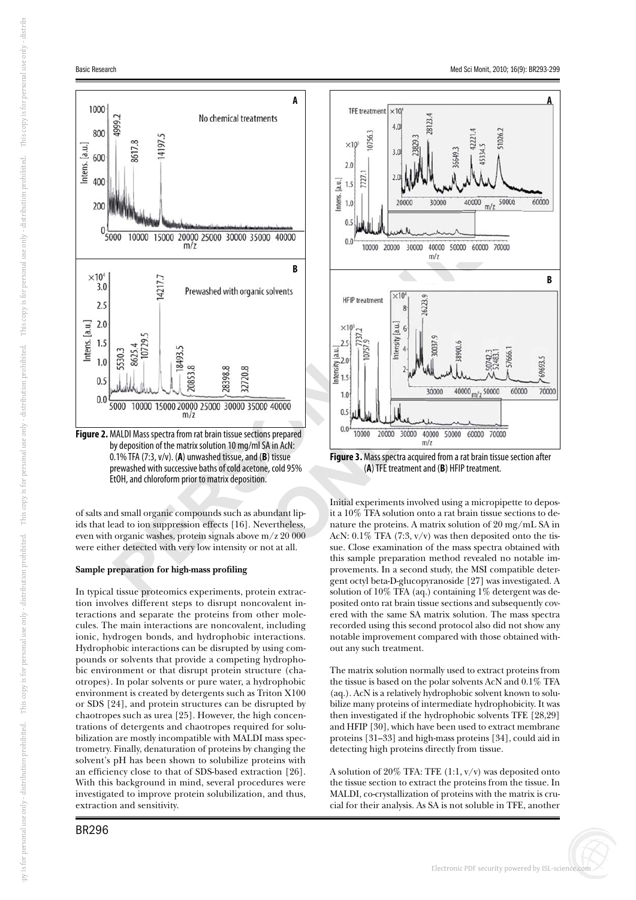**Figure 2.** MALDI Mass spectra from rat brain tissue sections prepared by deposition of the matrix solution 10 mg/ml SA in AcN: 0.1% TFA (7:3, v/v). (**A**) unwashed tissue, and (**B**) tissue prewashed with successive baths of cold acetone, cold 95% EtOH, and chloroform prior to matrix deposition.

**Figure 3.** Mass spectra acquired from a rat brain tissue section after (**A**) TFE treatment and (**B**) HFIP treatment.

of salts and small organic compounds such as abundant lipids that lead to ion suppression effects [16]. Nevertheless, even with organic washes, protein signals above m/z 20 000 were either detected with very low intensity or not at all.

**Sample preparation for high-mass profiling**

In typical tissue proteomics experiments, protein extraction involves different steps to disrupt noncovalent interactions and separate the proteins from other molecules. The main interactions are noncovalent, including ionic, hydrogen bonds, and hydrophobic interactions. Hydrophobic interactions can be disrupted by using compounds or solvents that provide a competing hydrophobic environment or that disrupt protein structure (chaotropes). In polar solvents or pure water, a hydrophobic environment is created by detergents such as Triton X100 or SDS [24], and protein structures can be disrupted by chaotropes such as urea [25]. However, the high concentrations of detergents and chaotropes required for solubilization are mostly incompatible with MALDI mass spectrometry. Finally, denaturation of proteins by changing the solvent's pH has been shown to solubilize proteins with an efficiency close to that of SDS-based extraction [26]. With this background in mind, several procedures were investigated to improve protein solubilization, and thus, extraction and sensitivity.

Initial experiments involved using a micropipette to deposit a 10% TFA solution onto a rat brain tissue sections to denature the proteins. A matrix solution of 20 mg/mL SA in AcN: 0.1% TFA (7:3, v/v) was then deposited onto the tissue. Close examination of the mass spectra obtained with this sample preparation method revealed no notable improvements. In a second study, the MSI compatible detergent octyl beta-D-glucopyranoside [27] was investigated. A solution of 10% TFA (aq.) containing 1% detergent was deposited onto rat brain tissue sections and subsequently covered with the same SA matrix solution. The mass spectra recorded using this second protocol also did not show any notable improvement compared with those obtained without any such treatment.

The matrix solution normally used to extract proteins from the tissue is based on the polar solvents AcN and 0.1% TFA (aq.). AcN is a relatively hydrophobic solvent known to solubilize many proteins of intermediate hydrophobicity. It was then investigated if the hydrophobic solvents TFE [28,29] and HFIP [30], which have been used to extract membrane proteins [31–33] and high-mass proteins [34], could aid in detecting high proteins directly from tissue.

A solution of 20% TFA: TFE (1:1, v/v) was deposited onto the tissue section to extract the proteins from the tissue. In MALDI, co-crystallization of proteins with the matrix is crucial for their analysis. As SA is not soluble in TFE, another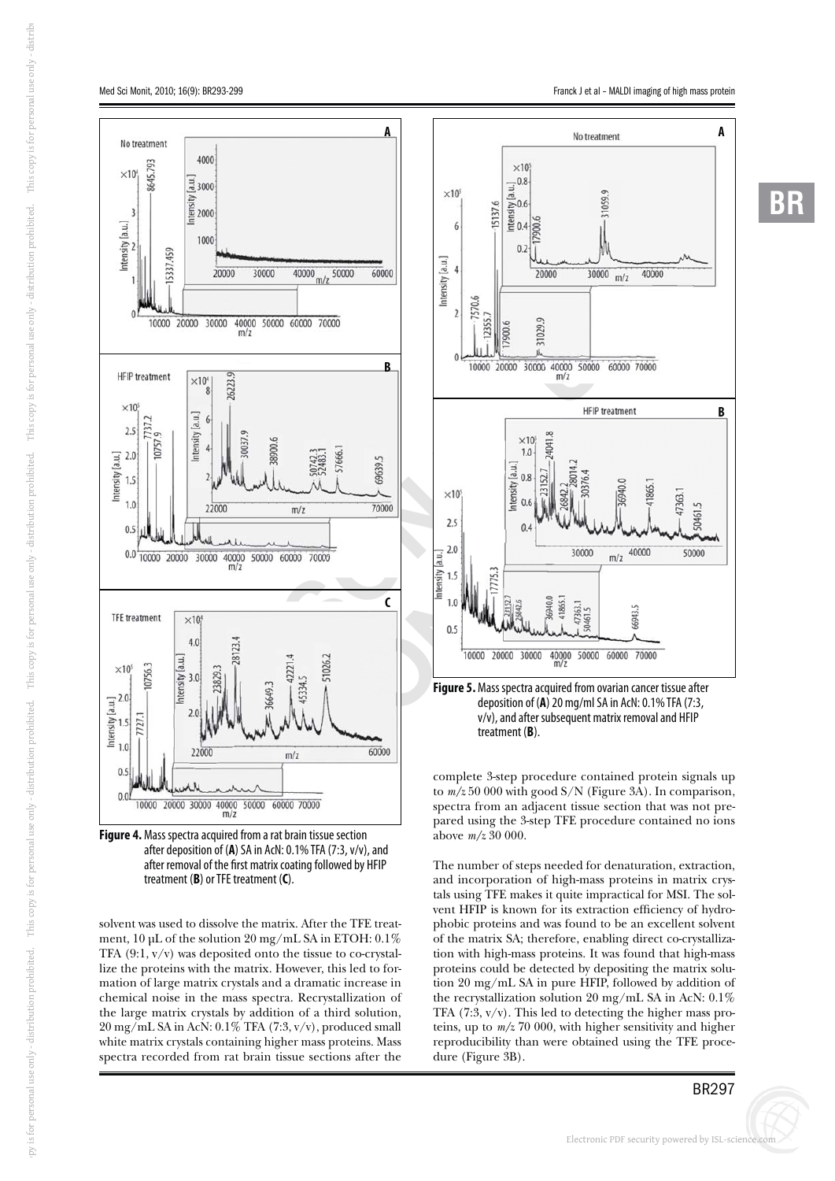**Figure 4.** Mass spectra acquired from a rat brain tissue section after deposition of (**A**) SA in AcN: 0.1% TFA (7:3, v/v), and after removal of the first matrix coating followed by HFIP treatment (**B**) or TFE treatment (**C**).

**Figure 5.** Mass spectra acquired from ovarian cancer tissue after deposition of (**A**) 20 mg/ml SA in AcN: 0.1% TFA (7:3, v/v), and after subsequent matrix removal and HFIP treatment (**B**).

solvent was used to dissolve the matrix. After the TFE treatment, 10 µL of the solution 20 mg/mL SA in ETOH: 0.1% TFA (9:1, v/v) was deposited onto the tissue to co-crystallize the proteins with the matrix. However, this led to formation of large matrix crystals and a dramatic increase in chemical noise in the mass spectra. Recrystallization of the large matrix crystals by addition of a third solution, 20 mg/mL SA in AcN: 0.1% TFA (7:3, v/v), produced small white matrix crystals containing higher mass proteins. Mass spectra recorded from rat brain tissue sections after the complete 3-step procedure contained protein signals up to *m/z* 50 000 with good S/N (Figure 3A). In comparison, spectra from an adjacent tissue section that was not prepared using the 3-step TFE procedure contained no ions above *m/z* 30 000.

The number of steps needed for denaturation, extraction, and incorporation of high-mass proteins in matrix crystals using TFE makes it quite impractical for MSI. The solvent HFIP is known for its extraction efficiency of hydrophobic proteins and was found to be an excellent solvent of the matrix SA; therefore, enabling direct co-crystallization with high-mass proteins. It was found that high-mass proteins could be detected by depositing the matrix solution 20 mg/mL SA in pure HFIP, followed by addition of the recrystallization solution 20 mg/mL SA in AcN: 0.1% TFA (7:3, v/v). This led to detecting the higher mass proteins, up to *m/z* 70 000, with higher sensitivity and higher reproducibility than were obtained using the TFE procedure (Figure 3B).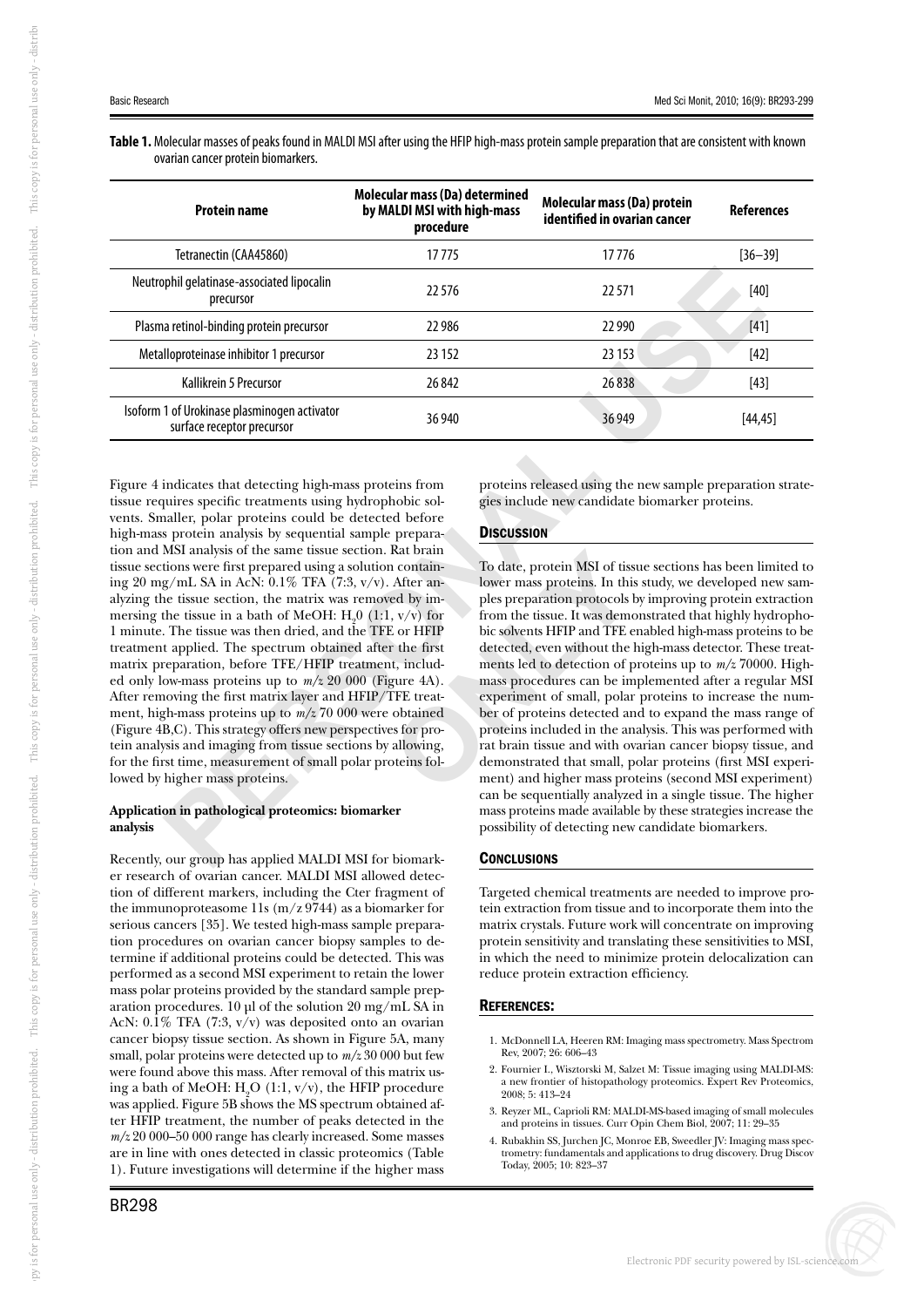**Table 1.** Molecular masses of peaks found in MALDI MSI after using the HFIP high-mass protein sample preparation that are consistent with known ovarian cancer protein biomarkers.

| Protein name | Molecular mass (Da) determined by MALDI MSI with high-mass procedure | Molecular mass (Da) protein identified in ovarian cancer | References |
|---|---|---|---|
| Tetranectin (CAA45860) | 17 775 | 17 776 | [36–39] |
| Neutrophil gelatinase-associated lipocalin precursor | 22 576 | 22 571 | [40] |
| Plasma retinol-binding protein precursor | 22 986 | 22 990 | [41] |
| Metalloproteinase inhibitor 1 precursor | 23 152 | 23 153 | [42] |
| Kallikrein 5 Precursor | 26 842 | 26 838 | [43] |
| Isoform 1 of Urokinase plasminogen activator surface receptor precursor | 36 940 | 36 949 | [44,45] |

Figure 4 indicates that detecting high-mass proteins from tissue requires specific treatments using hydrophobic solvents. Smaller, polar proteins could be detected before high-mass protein analysis by sequential sample preparation and MSI analysis of the same tissue section. Rat brain tissue sections were first prepared using a solution containing 20 mg/mL SA in AcN: 0.1% TFA (7:3, v/v). After analyzing the tissue section, the matrix was removed by immersing the tissue in a bath of MeOH: $H_2O$ (1:1, v/v) for 1 minute. The tissue was then dried, and the TFE or HFIP treatment applied. The spectrum obtained after the first matrix preparation, before TFE/HFIP treatment, included only low-mass proteins up to *m/z* 20 000 (Figure 4A). After removing the first matrix layer and HFIP/TFE treatment, high-mass proteins up to *m/z* 70 000 were obtained (Figure 4B,C). This strategy offers new perspectives for protein analysis and imaging from tissue sections by allowing, for the first time, measurement of small polar proteins followed by higher mass proteins.

### Application in pathological proteomics: biomarker analysis

Recently, our group has applied MALDI MSI for biomarker research of ovarian cancer. MALDI MSI allowed detection of different markers, including the Cter fragment of the immunoproteasome 11s (m/z 9744) as a biomarker for serious cancers [35]. We tested high-mass sample preparation procedures on ovarian cancer biopsy samples to determine if additional proteins could be detected. This was performed as a second MSI experiment to retain the lower mass polar proteins provided by the standard sample preparation procedures. 10 µl of the solution 20 mg/mL SA in AcN: 0.1% TFA (7:3, v/v) was deposited onto an ovarian cancer biopsy tissue section. As shown in Figure 5A, many small, polar proteins were detected up to *m/z* 30 000 but few were found above this mass. After removal of this matrix using a bath of MeOH: $H_2O$ (1:1, v/v), the HFIP procedure was applied. Figure 5B shows the MS spectrum obtained after HFIP treatment, the number of peaks detected in the *m/z* 20 000–50 000 range has clearly increased. Some masses are in line with ones detected in classic proteomics (Table 1). Future investigations will determine if the higher mass proteins released using the new sample preparation strategies include new candidate biomarker proteins.

## Discussion

To date, protein MSI of tissue sections has been limited to lower mass proteins. In this study, we developed new samples preparation protocols by improving protein extraction from the tissue. It was demonstrated that highly hydrophobic solvents HFIP and TFE enabled high-mass proteins to be detected, even without the high-mass detector. These treatments led to detection of proteins up to *m/z* 70000. High-mass procedures can be implemented after a regular MSI experiment of small, polar proteins to increase the number of proteins detected and to expand the mass range of proteins included in the analysis. This was performed with rat brain tissue and with ovarian cancer biopsy tissue, and demonstrated that small, polar proteins (first MSI experiment) and higher mass proteins (second MSI experiment) can be sequentially analyzed in a single tissue. The higher mass proteins made available by these strategies increase the possibility of detecting new candidate biomarkers.

## Conclusions

Targeted chemical treatments are needed to improve protein extraction from tissue and to incorporate them into the matrix crystals. Future work will concentrate on improving protein sensitivity and translating these sensitivities to MSI, in which the need to minimize protein delocalization can reduce protein extraction efficiency.

## References:

1. McDonnell LA, Heeren RM: Imaging mass spectrometry. Mass Spectrom Rev, 2007; 26: 606–43
2. Fournier I, Wisztorski M, Salzet M: Tissue imaging using MALDI-MS: a new frontier of histopathology proteomics. Expert Rev Proteomics, 2008; 5: 413–24
3. Reyzer ML, Caprioli RM: MALDI-MS-based imaging of small molecules and proteins in tissues. Curr Opin Chem Biol, 2007; 11: 29–35
4. Rubakhin SS, Jurchen JC, Monroe EB, Sweedler JV: Imaging mass spectrometry: fundamentals and applications to drug discovery. Drug Discov Today, 2005; 10: 823–37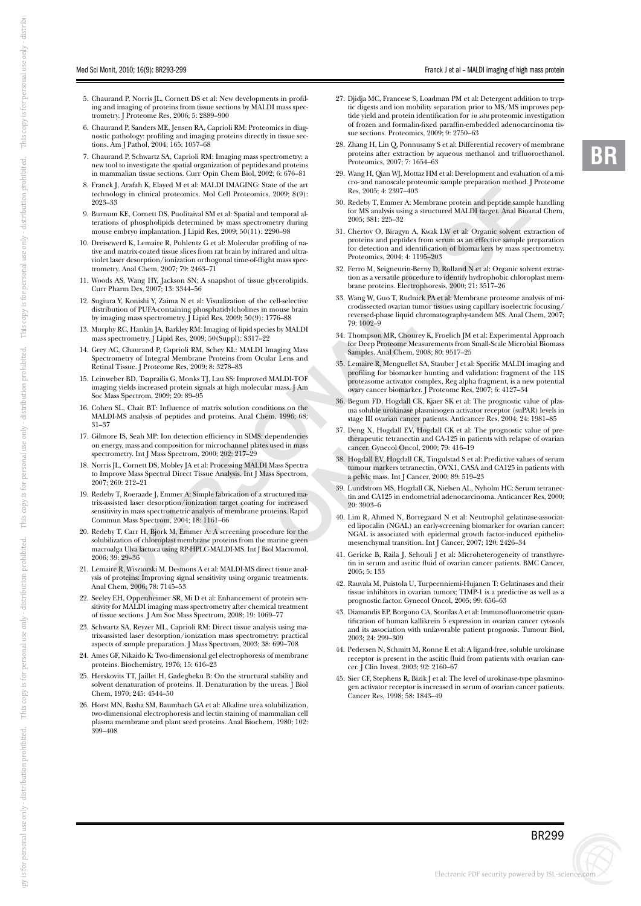5. Chaurand P, Norris JL, Cornett DS et al: New developments in profiling and imaging of proteins from tissue sections by MALDI mass spectrometry. J Proteome Res, 2006; 5: 2889–900
6. Chaurand P, Sanders ME, Jensen RA, Caprioli RM: Proteomics in diagnostic pathology: profiling and imaging proteins directly in tissue sections. Am J Pathol, 2004; 165: 1057–68
7. Chaurand P, Schwartz SA, Caprioli RM: Imaging mass spectrometry: a new tool to investigate the spatial organization of peptides and proteins in mammalian tissue sections. Curr Opin Chem Biol, 2002; 6: 676–81
8. Franck J, Arafah K, Elayed M et al: MALDI IMAGING: State of the art technology in clinical proteomics. Mol Cell Proteomics, 2009; 8(9): 2023–33
9. Burnum KE, Cornett DS, Puolitaival SM et al: Spatial and temporal alterations of phospholipids determined by mass spectrometry during mouse embryo implantation. J Lipid Res, 2009; 50(11): 2290–98
10. Dreisewerd K, Lemaire R, Pohlentz G et al: Molecular profiling of native and matrix-coated tissue slices from rat brain by infrared and ultraviolet laser desorption/ionization orthogonal time-of-flight mass spectrometry. Anal Chem, 2007; 79: 2463–71
11. Woods AS, Wang HY, Jackson SN: A snapshot of tissue glycerolipids. Curr Pharm Des, 2007; 13: 3344–56
12. Sugiura Y, Konishi Y, Zaima N et al: Visualization of the cell-selective distribution of PUFA-containing phosphatidylcholines in mouse brain by imaging mass spectrometry. J Lipid Res, 2009; 50(9): 1776–88
13. Murphy RC, Hankin JA, Barkley RM: Imaging of lipid species by MALDI mass spectrometry. J Lipid Res, 2009; 50(Suppl): S317–22
14. Grey AC, Chaurand P, Caprioli RM, Schey KL: MALDI Imaging Mass Spectrometry of Integral Membrane Proteins from Ocular Lens and Retinal Tissue. J Proteome Res, 2009; 8: 3278–83
15. Leinweber BD, Tsaprailis G, Monks TJ, Lau SS: Improved MALDI-TOF imaging yields increased protein signals at high molecular mass. J Am Soc Mass Spectrom, 2009; 20: 89–95
16. Cohen SL, Chait BT: Influence of matrix solution conditions on the MALDI-MS analysis of peptides and proteins. Anal Chem, 1996; 68: 31–37
17. Gilmore IS, Seah MP: Ion detection efficiency in SIMS: dependencies on energy, mass and composition for microchannel plates used in mass spectrometry. Int J Mass Spectrom, 2000; 202: 217–29
18. Norris JL, Cornett DS, Mobley JA et al: Processing MALDI Mass Spectra to Improve Mass Spectral Direct Tissue Analysis. Int J Mass Spectrom, 2007; 260: 212–21
19. Redeby T, Roeraade J, Emmer A: Simple fabrication of a structured matrix-assisted laser desorption/ionization target coating for increased sensitivity in mass spectrometric analysis of membrane proteins. Rapid Commun Mass Spectrom, 2004; 18: 1161–66
20. Redeby T, Carr H, Bjork M, Emmer A: A screening procedure for the solubilization of chloroplast membrane proteins from the marine green macroalga Ulva lactuca using RP-HPLC-MALDI-MS. Int J Biol Macromol, 2006; 39: 29–36
21. Lemaire R, Wisztorski M, Desmons A et al: MALDI-MS direct tissue analysis of proteins: Improving signal sensitivity using organic treatments. Anal Chem, 2006; 78: 7145–53
22. Seeley EH, Oppenheimer SR, Mi D et al: Enhancement of protein sensitivity for MALDI imaging mass spectrometry after chemical treatment of tissue sections. J Am Soc Mass Spectrom, 2008; 19: 1069–77
23. Schwartz SA, Reyzer ML, Caprioli RM: Direct tissue analysis using matrix-assisted laser desorption/ionization mass spectrometry: practical aspects of sample preparation. J Mass Spectrom, 2003; 38: 699–708
24. Ames GF, Nikaido K: Two-dimensional gel electrophoresis of membrane proteins. Biochemistry, 1976; 15: 616–23
25. Herskovits TT, Jaillet H, Gadegbeku B: On the structural stability and solvent denaturation of proteins. II. Denaturation by the ureas. J Biol Chem, 1970; 245: 4544–50
26. Horst MN, Basha SM, Baumbach GA et al: Alkaline urea solubilization, two-dimensional electrophoresis and lectin staining of mammalian cell plasma membrane and plant seed proteins. Anal Biochem, 1980; 102: 399–408
27. Djidja MC, Francese S, Loadman PM et al: Detergent addition to tryptic digests and ion mobility separation prior to MS/MS improves peptide yield and protein identification for *in situ* proteomic investigation of frozen and formalin-fixed paraffin-embedded adenocarcinoma tissue sections. Proteomics, 2009; 9: 2750–63
28. Zhang H, Lin Q, Ponnusamy S et al: Differential recovery of membrane proteins after extraction by aqueous methanol and trifluoroethanol. Proteomics, 2007; 7: 1654–63
29. Wang H, Qian WJ, Mottaz HM et al: Development and evaluation of a micro- and nanoscale proteomic sample preparation method. J Proteome Res, 2005; 4: 2397–403
30. Redeby T, Emmer A: Membrane protein and peptide sample handling for MS analysis using a structured MALDI target. Anal Bioanal Chem, 2005; 381: 225–32
31. Chertov O, Biragyn A, Kwak LW et al: Organic solvent extraction of proteins and peptides from serum as an effective sample preparation for detection and identification of biomarkers by mass spectrometry. Proteomics, 2004; 4: 1195–203
32. Ferro M, Seigneurin-Berny D, Rolland N et al: Organic solvent extraction as a versatile procedure to identify hydrophobic chloroplast membrane proteins. Electrophoresis, 2000; 21: 3517–26
33. Wang W, Guo T, Rudnick PA et al: Membrane proteome analysis of microdissected ovarian tumor tissues using capillary isoelectric focusing/reversed-phase liquid chromatography-tandem MS. Anal Chem, 2007; 79: 1002–9
34. Thompson MR, Chourey K, Froelich JM et al: Experimental Approach for Deep Proteome Measurements from Small-Scale Microbial Biomass Samples. Anal Chem, 2008; 80: 9517–25
35. Lemaire R, Menguellet SA, Stauber J et al: Specific MALDI imaging and profiling for biomarker hunting and validation: fragment of the 11S proteasome activator complex, Reg alpha fragment, is a new potential ovary cancer biomarker. J Proteome Res, 2007; 6: 4127–34
36. Begum FD, Hogdall CK, Kjaer SK et al: The prognostic value of plasma soluble urokinase plasminogen activator receptor (suPAR) levels in stage III ovarian cancer patients. Anticancer Res, 2004; 24: 1981–85
37. Deng X, Hogdall EV, Hogdall CK et al: The prognostic value of pretherapeutic tetranectin and CA-125 in patients with relapse of ovarian cancer. Gynecol Oncol, 2000; 79: 416–19
38. Hogdall EV, Hogdall CK, Tingulstad S et al: Predictive values of serum tumour markers tetranectin, OVX1, CASA and CA125 in patients with a pelvic mass. Int J Cancer, 2000; 89: 519–23
39. Lundstrom MS, Hogdall CK, Nielsen AL, Nyholm HC: Serum tetranectin and CA125 in endometrial adenocarcinoma. Anticancer Res, 2000; 20: 3903–6
40. Lim R, Ahmed N, Borregaard N et al: Neutrophil gelatinase-associated lipocalin (NGAL) an early-screening biomarker for ovarian cancer: NGAL is associated with epidermal growth factor-induced epithelio-mesenchymal transition. Int J Cancer, 2007; 120: 2426–34
41. Gericke B, Raila J, Sehouli J et al: Microheterogeneity of transthyretin in serum and ascitic fluid of ovarian cancer patients. BMC Cancer, 2005; 5: 133
42. Rauvala M, Puistola U, Turpeenniemi-Hujanen T: Gelatinases and their tissue inhibitors in ovarian tumors; TIMP-1 is a predictive as well as a prognostic factor. Gynecol Oncol, 2005; 99: 656–63
43. Diamandis EP, Borgono CA, Scorilas A et al: Immunofluorometric quantification of human kallikrein 5 expression in ovarian cancer cytosols and its association with unfavorable patient prognosis. Tumour Biol, 2003; 24: 299–309
44. Pedersen N, Schmitt M, Ronne E et al: A ligand-free, soluble urokinase receptor is present in the ascitic fluid from patients with ovarian cancer. J Clin Invest, 2003; 92: 2160–67
45. Sier CF, Stephens R, Bizik J et al: The level of urokinase-type plasminogen activator receptor is increased in serum of ovarian cancer patients. Cancer Res, 1998; 58: 1843–49